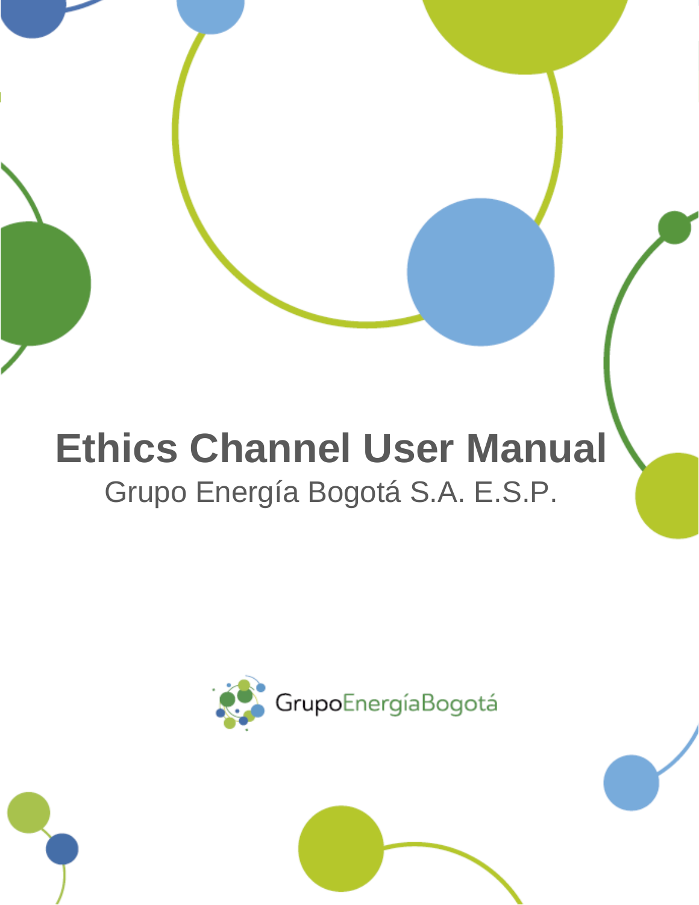# Ethics Channel User Manual

Grupo Energía Bogotá S.A. E.S.P.

GrupoEnergíaBogotá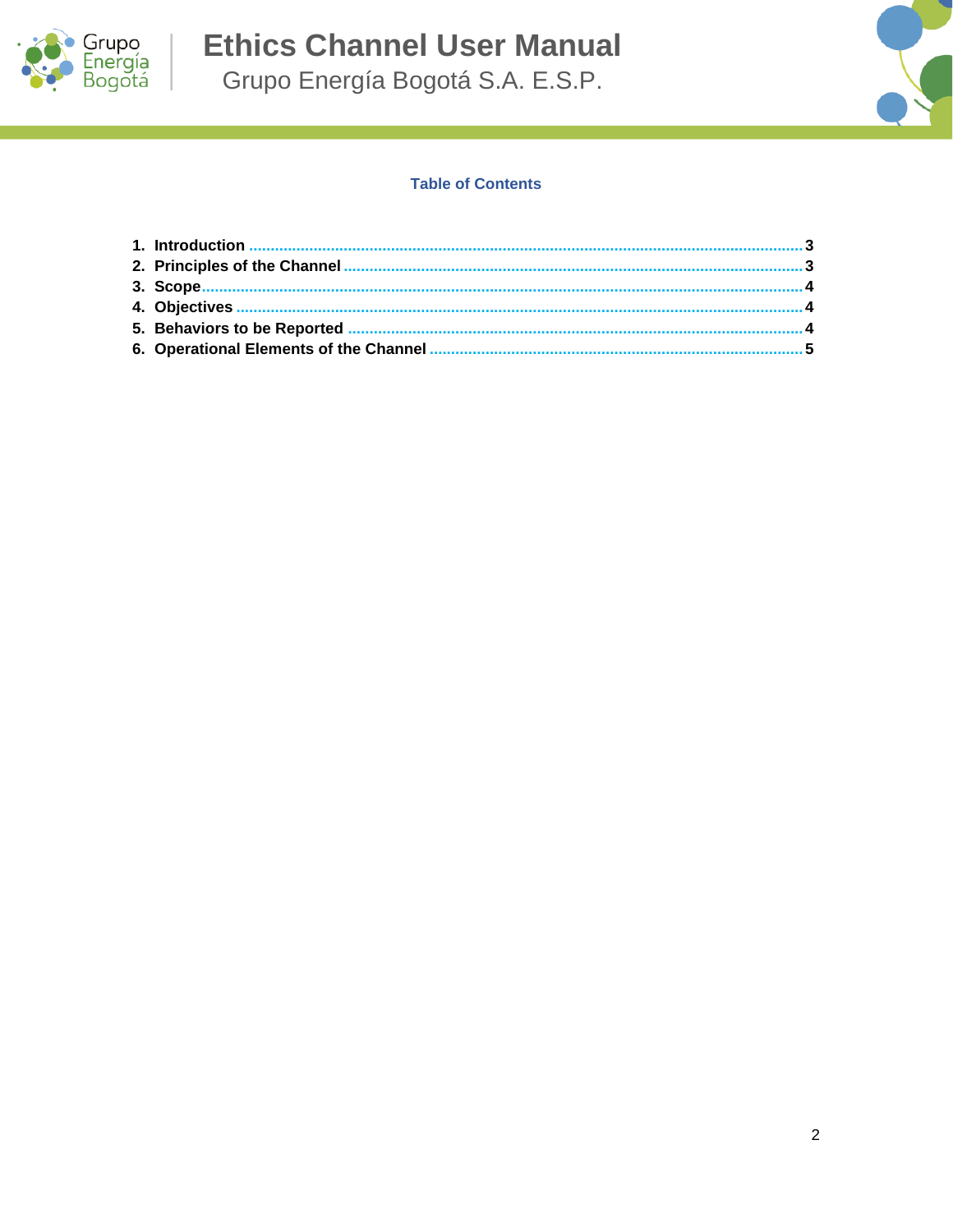## Table of Contents

1. **Introduction** ........ **3**
2. **Principles of the Channel** ........ **3**
3. **Scope** ........ **4**
4. **Objectives** ........ **4**
5. **Behaviors to be Reported** ........ **4**
6. **Operational Elements of the Channel** ........ **5**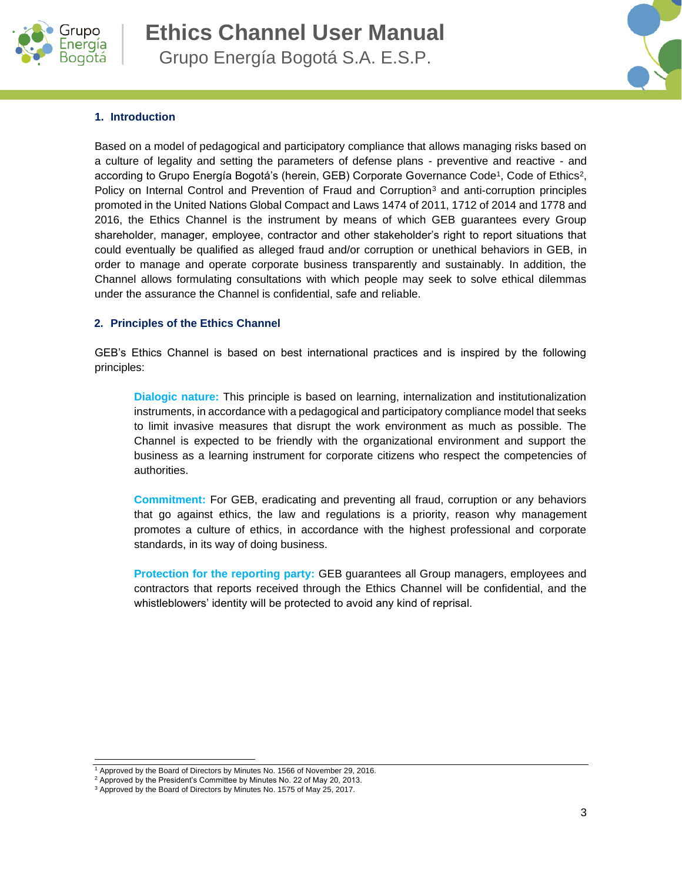## 1. Introduction

Based on a model of pedagogical and participatory compliance that allows managing risks based on a culture of legality and setting the parameters of defense plans - preventive and reactive - and according to Grupo Energía Bogotá's (herein, GEB) Corporate Governance Code[1], Code of Ethics[2], Policy on Internal Control and Prevention of Fraud and Corruption[3] and anti-corruption principles promoted in the United Nations Global Compact and Laws 1474 of 2011, 1712 of 2014 and 1778 and 2016, the Ethics Channel is the instrument by means of which GEB guarantees every Group shareholder, manager, employee, contractor and other stakeholder's right to report situations that could eventually be qualified as alleged fraud and/or corruption or unethical behaviors in GEB, in order to manage and operate corporate business transparently and sustainably. In addition, the Channel allows formulating consultations with which people may seek to solve ethical dilemmas under the assurance the Channel is confidential, safe and reliable.

## 2. Principles of the Ethics Channel

GEB's Ethics Channel is based on best international practices and is inspired by the following principles:

**Dialogic nature:** This principle is based on learning, internalization and institutionalization instruments, in accordance with a pedagogical and participatory compliance model that seeks to limit invasive measures that disrupt the work environment as much as possible. The Channel is expected to be friendly with the organizational environment and support the business as a learning instrument for corporate citizens who respect the competencies of authorities.

**Commitment:** For GEB, eradicating and preventing all fraud, corruption or any behaviors that go against ethics, the law and regulations is a priority, reason why management promotes a culture of ethics, in accordance with the highest professional and corporate standards, in its way of doing business.

**Protection for the reporting party:** GEB guarantees all Group managers, employees and contractors that reports received through the Ethics Channel will be confidential, and the whistleblowers' identity will be protected to avoid any kind of reprisal.

---

[1] Approved by the Board of Directors by Minutes No. 1566 of November 29, 2016.
[2] Approved by the President's Committee by Minutes No. 22 of May 20, 2013.
[3] Approved by the Board of Directors by Minutes No. 1575 of May 25, 2017.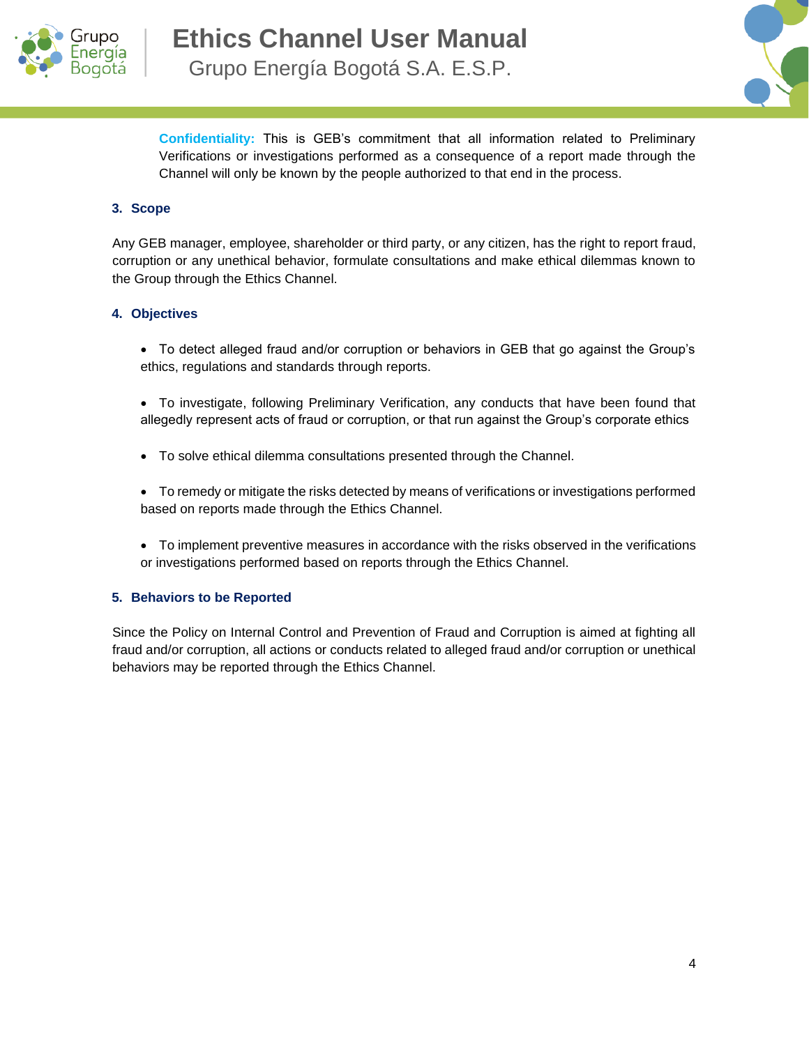**Confidentiality:** This is GEB's commitment that all information related to Preliminary Verifications or investigations performed as a consequence of a report made through the Channel will only be known by the people authorized to that end in the process.

## 3. Scope

Any GEB manager, employee, shareholder or third party, or any citizen, has the right to report fraud, corruption or any unethical behavior, formulate consultations and make ethical dilemmas known to the Group through the Ethics Channel.

## 4. Objectives

- To detect alleged fraud and/or corruption or behaviors in GEB that go against the Group's ethics, regulations and standards through reports.
- To investigate, following Preliminary Verification, any conducts that have been found that allegedly represent acts of fraud or corruption, or that run against the Group's corporate ethics
- To solve ethical dilemma consultations presented through the Channel.
- To remedy or mitigate the risks detected by means of verifications or investigations performed based on reports made through the Ethics Channel.
- To implement preventive measures in accordance with the risks observed in the verifications or investigations performed based on reports through the Ethics Channel.

## 5. Behaviors to be Reported

Since the Policy on Internal Control and Prevention of Fraud and Corruption is aimed at fighting all fraud and/or corruption, all actions or conducts related to alleged fraud and/or corruption or unethical behaviors may be reported through the Ethics Channel.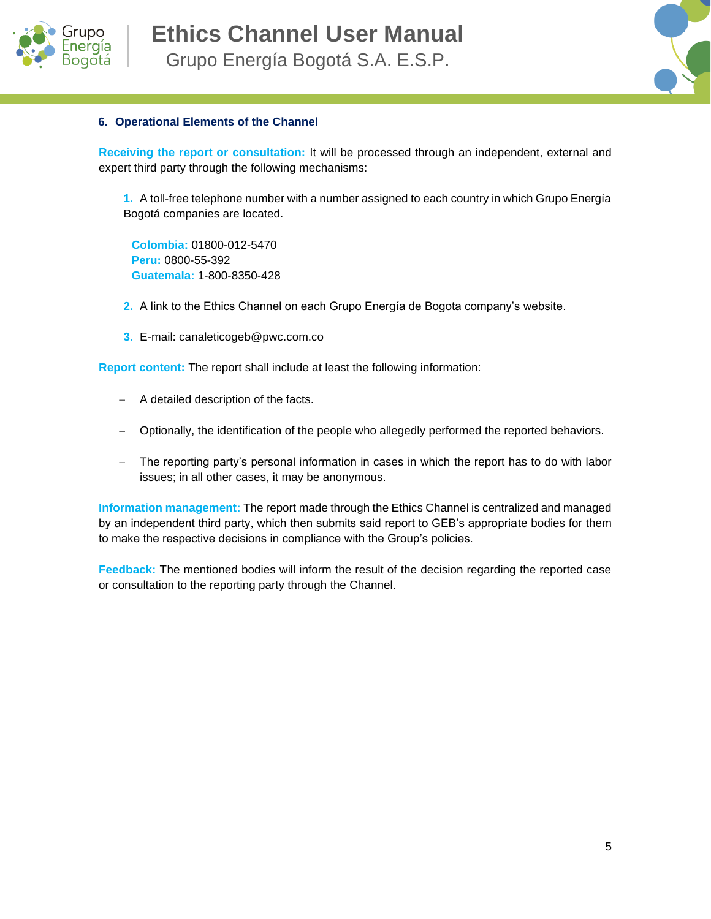## 6. Operational Elements of the Channel

**Receiving the report or consultation:** It will be processed through an independent, external and expert third party through the following mechanisms:

1. A toll-free telephone number with a number assigned to each country in which Grupo Energía Bogotá companies are located.

   **Colombia:** 01800-012-5470
   **Peru:** 0800-55-392
   **Guatemala:** 1-800-8350-428

2. A link to the Ethics Channel on each Grupo Energía de Bogota company's website.

3. E-mail: canaleticogeb@pwc.com.co

**Report content:** The report shall include at least the following information:

- A detailed description of the facts.
- Optionally, the identification of the people who allegedly performed the reported behaviors.
- The reporting party's personal information in cases in which the report has to do with labor issues; in all other cases, it may be anonymous.

**Information management:** The report made through the Ethics Channel is centralized and managed by an independent third party, which then submits said report to GEB's appropriate bodies for them to make the respective decisions in compliance with the Group's policies.

**Feedback:** The mentioned bodies will inform the result of the decision regarding the reported case or consultation to the reporting party through the Channel.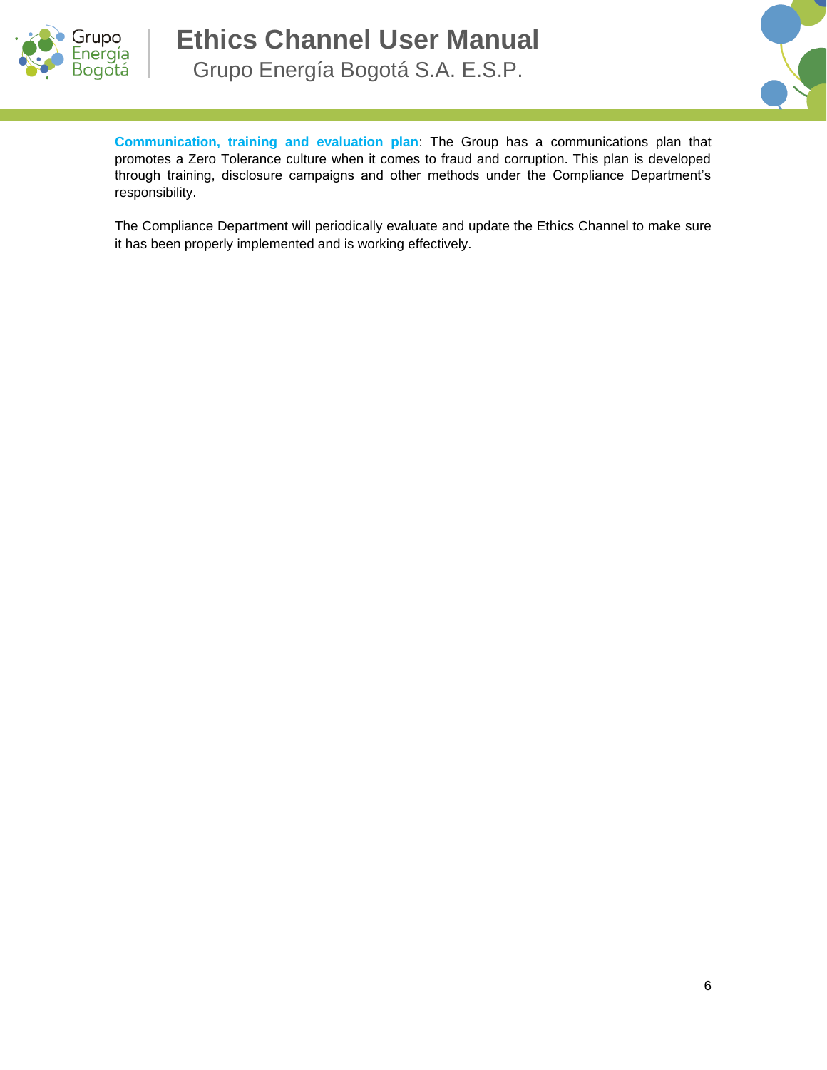**Communication, training and evaluation plan**: The Group has a communications plan that promotes a Zero Tolerance culture when it comes to fraud and corruption. This plan is developed through training, disclosure campaigns and other methods under the Compliance Department's responsibility.

The Compliance Department will periodically evaluate and update the Ethics Channel to make sure it has been properly implemented and is working effectively.